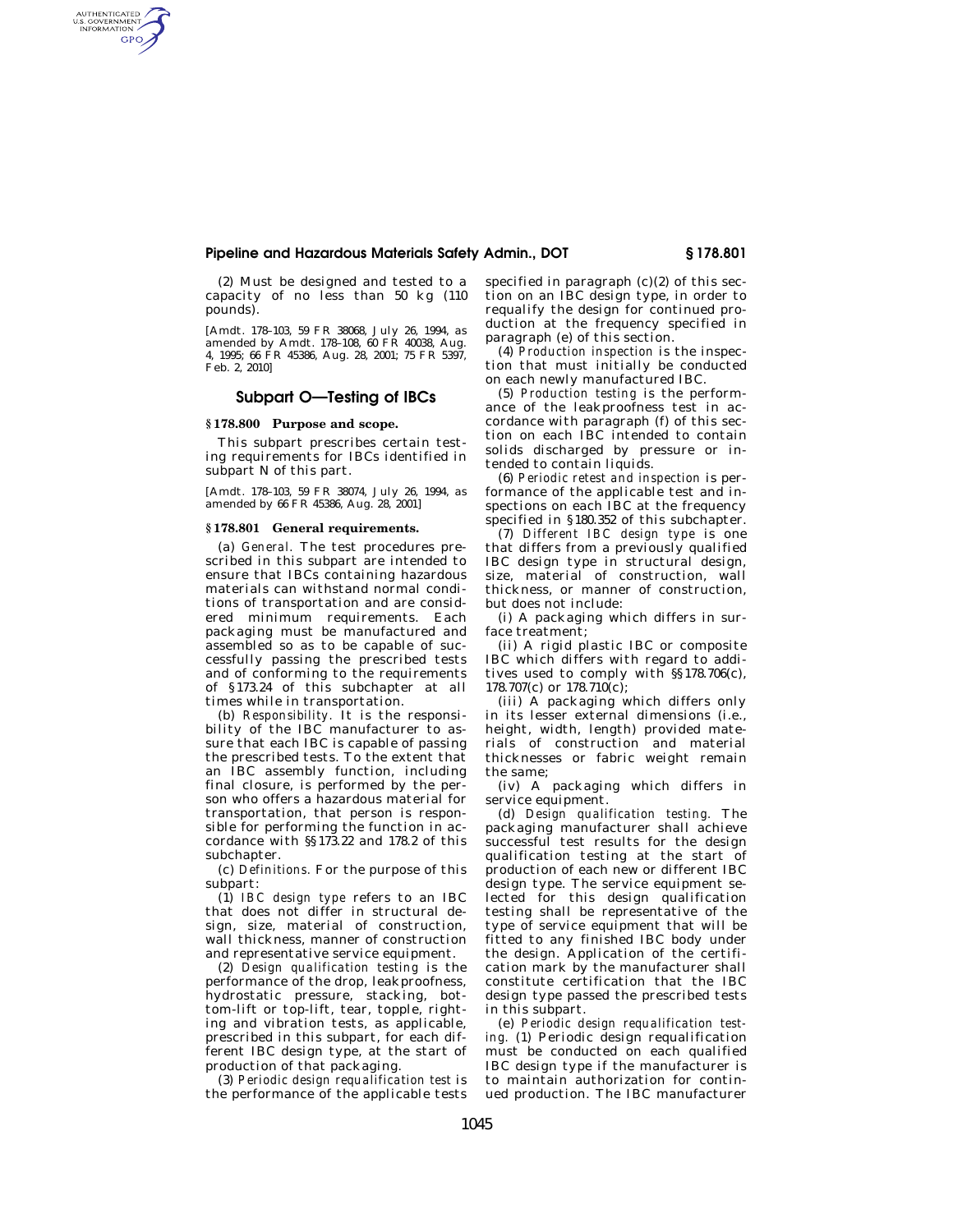(2) Must be designed and tested to a capacity of no less than 50 kg (110 pounds).

[Amdt. 178–103, 59 FR 38068, July 26, 1994, as amended by Amdt. 178–108, 60 FR 40038, Aug. 4, 1995; 66 FR 45386, Aug. 28, 2001; 75 FR 5397, Feb. 2, 2010]

## Subpart O—Testing of IBCs

### § 178.800 Purpose and scope.

This subpart prescribes certain testing requirements for IBCs identified in subpart N of this part.

[Amdt. 178–103, 59 FR 38074, July 26, 1994, as amended by 66 FR 45386, Aug. 28, 2001]

### § 178.801 General requirements.

(a) *General.* The test procedures prescribed in this subpart are intended to ensure that IBCs containing hazardous materials can withstand normal conditions of transportation and are considered minimum requirements. Each packaging must be manufactured and assembled so as to be capable of successfully passing the prescribed tests and of conforming to the requirements of §173.24 of this subchapter at all times while in transportation.

(b) *Responsibility.* It is the responsibility of the IBC manufacturer to assure that each IBC is capable of passing the prescribed tests. To the extent that an IBC assembly function, including final closure, is performed by the person who offers a hazardous material for transportation, that person is responsible for performing the function in accordance with §§173.22 and 178.2 of this subchapter.

(c) *Definitions.* For the purpose of this subpart:

(1) *IBC design type* refers to an IBC that does not differ in structural design, size, material of construction, wall thickness, manner of construction and representative service equipment.

(2) *Design qualification testing* is the performance of the drop, leakproofness, hydrostatic pressure, stacking, bottom-lift or top-lift, tear, topple, righting and vibration tests, as applicable, prescribed in this subpart, for each different IBC design type, at the start of production of that packaging.

(3) *Periodic design requalification test* is the performance of the applicable tests specified in paragraph (c)(2) of this section on an IBC design type, in order to requalify the design for continued production at the frequency specified in paragraph (e) of this section.

(4) *Production inspection* is the inspection that must initially be conducted on each newly manufactured IBC.

(5) *Production testing* is the performance of the leakproofness test in accordance with paragraph (f) of this section on each IBC intended to contain solids discharged by pressure or intended to contain liquids.

(6) *Periodic retest and inspection* is performance of the applicable test and inspections on each IBC at the frequency specified in §180.352 of this subchapter.

(7) *Different IBC design type* is one that differs from a previously qualified IBC design type in structural design, size, material of construction, wall thickness, or manner of construction, but does not include:

(i) A packaging which differs in surface treatment;

(ii) A rigid plastic IBC or composite IBC which differs with regard to additives used to comply with §§178.706(c), 178.707(c) or 178.710(c);

(iii) A packaging which differs only in its lesser external dimensions (i.e., height, width, length) provided materials of construction and material thicknesses or fabric weight remain the same;

(iv) A packaging which differs in service equipment.

(d) *Design qualification testing.* The packaging manufacturer shall achieve successful test results for the design qualification testing at the start of production of each new or different IBC design type. The service equipment selected for this design qualification testing shall be representative of the type of service equipment that will be fitted to any finished IBC body under the design. Application of the certification mark by the manufacturer shall constitute certification that the IBC design type passed the prescribed tests in this subpart.

(e) *Periodic design requalification testing.* (1) Periodic design requalification must be conducted on each qualified IBC design type if the manufacturer is to maintain authorization for continued production. The IBC manufacturer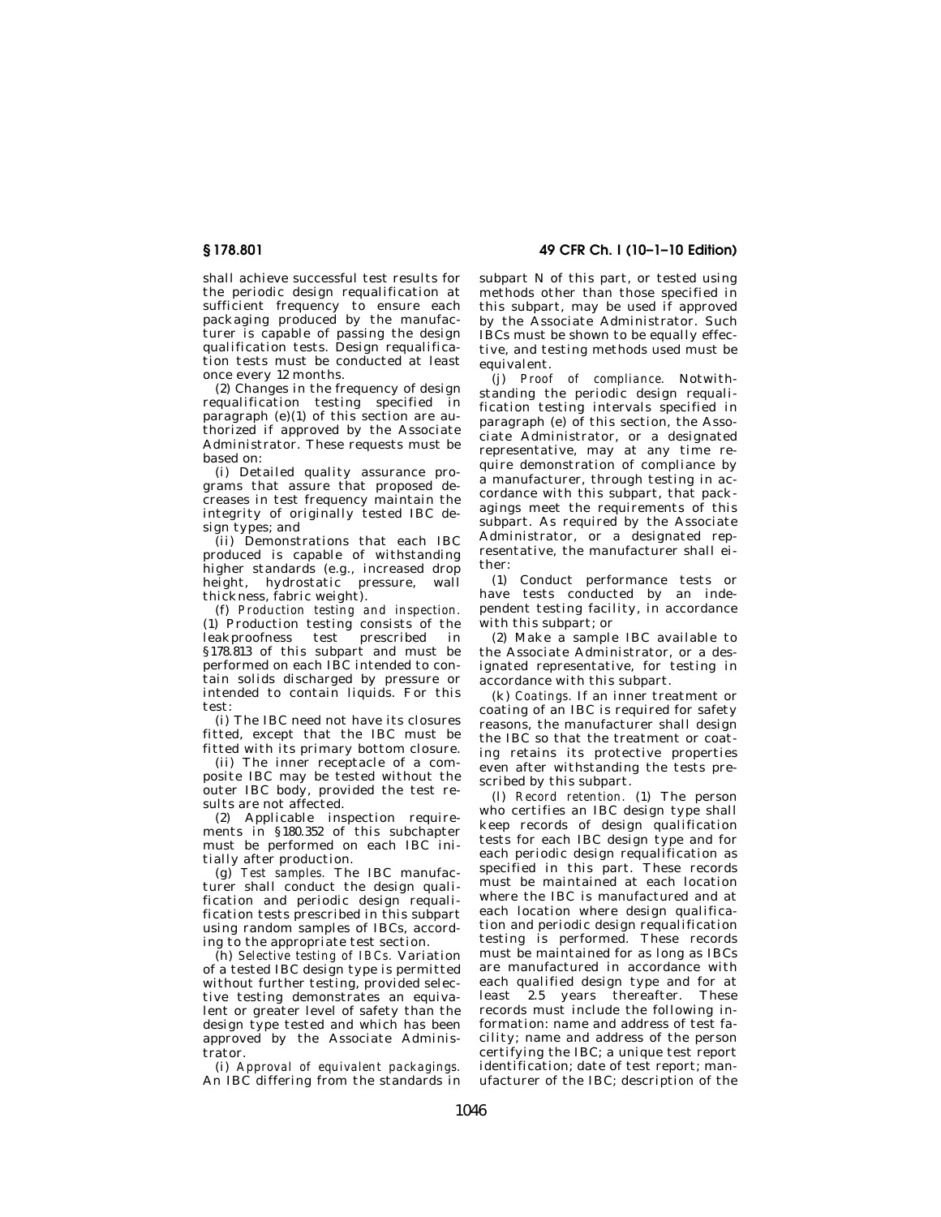shall achieve successful test results for the periodic design requalification at sufficient frequency to ensure each packaging produced by the manufacturer is capable of passing the design qualification tests. Design requalification tests must be conducted at least once every 12 months.

(2) Changes in the frequency of design requalification testing specified in paragraph (e)(1) of this section are authorized if approved by the Associate Administrator. These requests must be based on:

(i) Detailed quality assurance programs that assure that proposed decreases in test frequency maintain the integrity of originally tested IBC design types; and

(ii) Demonstrations that each IBC produced is capable of withstanding higher standards (e.g., increased drop height, hydrostatic pressure, wall thickness, fabric weight).

(f) *Production testing and inspection.* (1) Production testing consists of the leakproofness test prescribed in §178.813 of this subpart and must be performed on each IBC intended to contain solids discharged by pressure or intended to contain liquids. For this test:

(i) The IBC need not have its closures fitted, except that the IBC must be fitted with its primary bottom closure.

(ii) The inner receptacle of a composite IBC may be tested without the outer IBC body, provided the test results are not affected.

(2) Applicable inspection requirements in §180.352 of this subchapter must be performed on each IBC initially after production.

(g) *Test samples.* The IBC manufacturer shall conduct the design qualification and periodic design requalification tests prescribed in this subpart using random samples of IBCs, according to the appropriate test section.

(h) *Selective testing of IBCs.* Variation of a tested IBC design type is permitted without further testing, provided selective testing demonstrates an equivalent or greater level of safety than the design type tested and which has been approved by the Associate Administrator.

(i) *Approval of equivalent packagings.* An IBC differing from the standards in subpart N of this part, or tested using methods other than those specified in this subpart, may be used if approved by the Associate Administrator. Such IBCs must be shown to be equally effective, and testing methods used must be equivalent.

(j) *Proof of compliance.* Notwithstanding the periodic design requalification testing intervals specified in paragraph (e) of this section, the Associate Administrator, or a designated representative, may at any time require demonstration of compliance by a manufacturer, through testing in accordance with this subpart, that packagings meet the requirements of this subpart. As required by the Associate Administrator, or a designated representative, the manufacturer shall either:

(1) Conduct performance tests or have tests conducted by an independent testing facility, in accordance with this subpart; or

(2) Make a sample IBC available to the Associate Administrator, or a designated representative, for testing in accordance with this subpart.

(k) *Coatings.* If an inner treatment or coating of an IBC is required for safety reasons, the manufacturer shall design the IBC so that the treatment or coating retains its protective properties even after withstanding the tests prescribed by this subpart.

(l) *Record retention.* (1) The person who certifies an IBC design type shall keep records of design qualification tests for each IBC design type and for each periodic design requalification as specified in this part. These records must be maintained at each location where the IBC is manufactured and at each location where design qualification and periodic design requalification testing is performed. These records must be maintained for as long as IBCs are manufactured in accordance with each qualified design type and for at least 2.5 years thereafter. These records must include the following information: name and address of test facility; name and address of the person certifying the IBC; a unique test report identification; date of test report; manufacturer of the IBC; description of the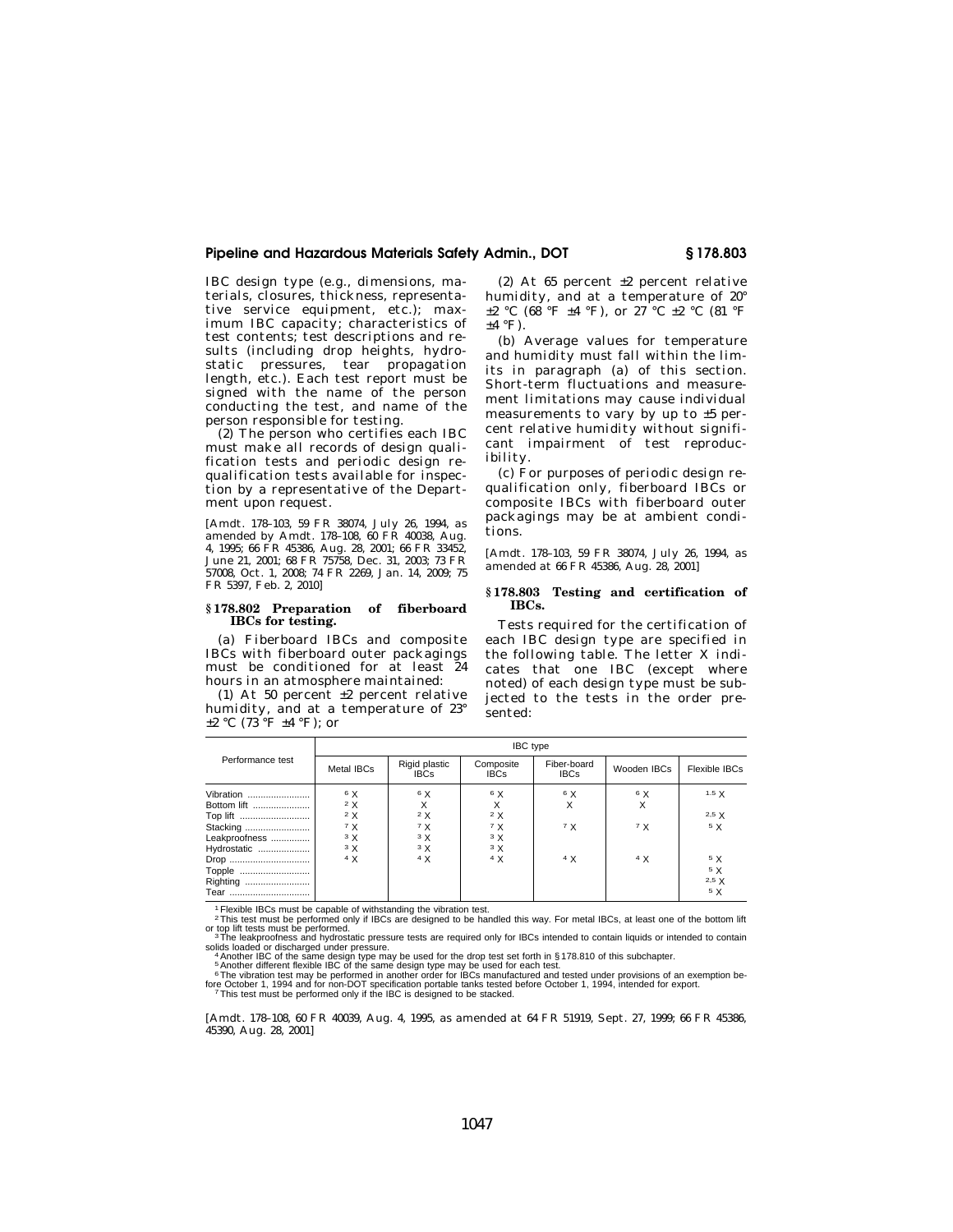IBC design type (e.g., dimensions, materials, closures, thickness, representative service equipment, etc.); maximum IBC capacity; characteristics of test contents; test descriptions and results (including drop heights, hydrostatic pressures, tear propagation length, etc.). Each test report must be signed with the name of the person conducting the test, and name of the person responsible for testing.

(2) The person who certifies each IBC must make all records of design qualification tests and periodic design requalification tests available for inspection by a representative of the Department upon request.

[Amdt. 178–103, 59 FR 38074, July 26, 1994, as amended by Amdt. 178–108, 60 FR 40038, Aug. 4, 1995; 66 FR 45386, Aug. 28, 2001; 66 FR 33452, June 21, 2001; 68 FR 75758, Dec. 31, 2003; 73 FR 57008, Oct. 1, 2008; 74 FR 2269, Jan. 14, 2009; 75 FR 5397, Feb. 2, 2010]

## § 178.802 Preparation of fiberboard IBCs for testing.

(a) Fiberboard IBCs and composite IBCs with fiberboard outer packagings must be conditioned for at least 24 hours in an atmosphere maintained:

(1) At 50 percent ±2 percent relative humidity, and at a temperature of 23° ±2 °C (73 °F ±4 °F); or

(2) At 65 percent ±2 percent relative humidity, and at a temperature of 20° ±2 °C (68 °F ±4 °F), or 27 °C ±2 °C (81 °F ±4 °F).

(b) Average values for temperature and humidity must fall within the limits in paragraph (a) of this section. Short-term fluctuations and measurement limitations may cause individual measurements to vary by up to ±5 percent relative humidity without significant impairment of test reproducibility.

(c) For purposes of periodic design requalification only, fiberboard IBCs or composite IBCs with fiberboard outer packagings may be at ambient conditions.

[Amdt. 178–103, 59 FR 38074, July 26, 1994, as amended at 66 FR 45386, Aug. 28, 2001]

## § 178.803 Testing and certification of IBCs.

Tests required for the certification of each IBC design type are specified in the following table. The letter X indicates that one IBC (except where noted) of each design type must be subjected to the tests in the order presented:

| Performance test | IBC type | | | | | |
|---|---|---|---|---|---|---|
| | Metal IBCs | Rigid plastic IBCs | Composite IBCs | Fiber-board IBCs | Wooden IBCs | Flexible IBCs |
| Vibration | [6] X | [6] X | [6] X | [6] X | [6] X | [1,5] X |
| Bottom lift | [2] X | X | X | X | X | |
| Top lift | [2] X | [2] X | [2] X | | | [2,5] X |
| Stacking | [7] X | [7] X | [7] X | [7] X | [7] X | [5] X |
| Leakproofness | [3] X | [3] X | [3] X | | | |
| Hydrostatic | [3] X | [3] X | [3] X | | | |
| Drop | [4] X | [4] X | [4] X | [4] X | [4] X | [5] X |
| Topple | | | | | | [5] X |
| Righting | | | | | | [2,5] X |
| Tear | | | | | | [5] X |

[1] Flexible IBCs must be capable of withstanding the vibration test.
[2] This test must be performed only if IBCs are designed to be handled this way. For metal IBCs, at least one of the bottom lift or top lift tests must be performed.
[3] The leakproofness and hydrostatic pressure tests are required only for IBCs intended to contain liquids or intended to contain solids loaded or discharged under pressure.
[4] Another IBC of the same design type may be used for the drop test set forth in § 178.810 of this subchapter.
[5] Another different flexible IBC of the same design type may be used for each test.
[6] The vibration test may be performed in another order for IBCs manufactured and tested under provisions of an exemption before October 1, 1994 and for non-DOT specification portable tanks tested before October 1, 1994, intended for export.
[7] This test must be performed only if the IBC is designed to be stacked.

[Amdt. 178–108, 60 FR 40039, Aug. 4, 1995, as amended at 64 FR 51919, Sept. 27, 1999; 66 FR 45386, 45390, Aug. 28, 2001]